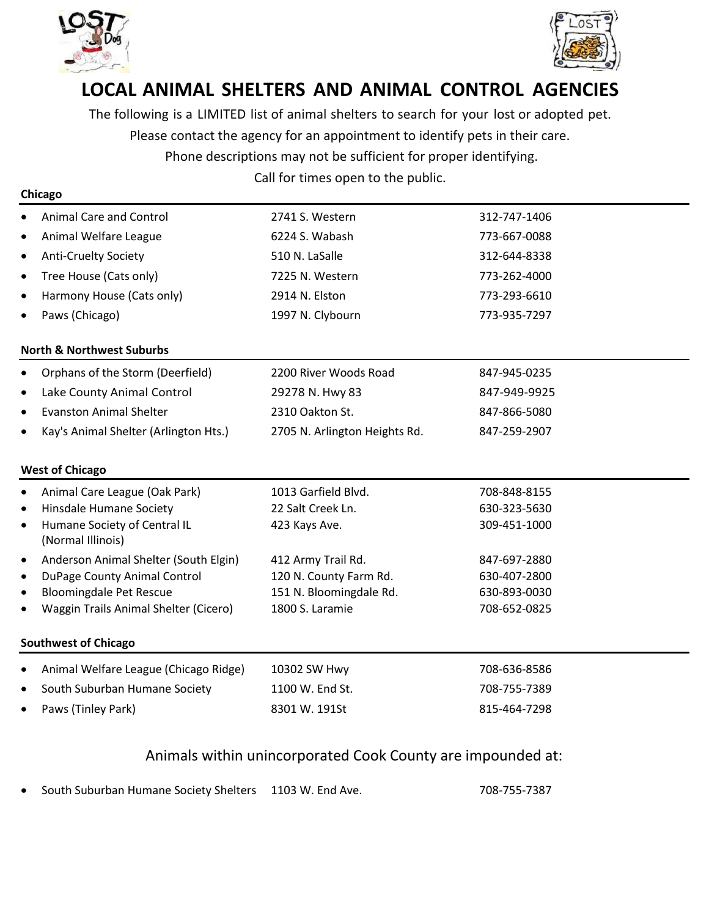# LOCAL ANIMAL SHELTERS AND ANIMAL CONTROL AGENCIES

The following is a LIMITED list of animal shelters to search for your lost or adopted pet.

Please contact the agency for an appointment to identify pets in their care.

Phone descriptions may not be sufficient for proper identifying.

Call for times open to the public.

**Chicago**

- Animal Care and Control — 2741 S. Western — 312-747-1406
- Animal Welfare League — 6224 S. Wabash — 773-667-0088
- Anti-Cruelty Society — 510 N. LaSalle — 312-644-8338
- Tree House (Cats only) — 7225 N. Western — 773-262-4000
- Harmony House (Cats only) — 2914 N. Elston — 773-293-6610
- Paws (Chicago) — 1997 N. Clybourn — 773-935-7297

**North & Northwest Suburbs**

- Orphans of the Storm (Deerfield) — 2200 River Woods Road — 847-945-0235
- Lake County Animal Control — 29278 N. Hwy 83 — 847-949-9925
- Evanston Animal Shelter — 2310 Oakton St. — 847-866-5080
- Kay's Animal Shelter (Arlington Hts.) — 2705 N. Arlington Heights Rd. — 847-259-2907

**West of Chicago**

- Animal Care League (Oak Park) — 1013 Garfield Blvd. — 708-848-8155
- Hinsdale Humane Society — 22 Salt Creek Ln. — 630-323-5630
- Humane Society of Central IL (Normal Illinois) — 423 Kays Ave. — 309-451-1000
- Anderson Animal Shelter (South Elgin) — 412 Army Trail Rd. — 847-697-2880
- DuPage County Animal Control — 120 N. County Farm Rd. — 630-407-2800
- Bloomingdale Pet Rescue — 151 N. Bloomingdale Rd. — 630-893-0030
- Waggin Trails Animal Shelter (Cicero) — 1800 S. Laramie — 708-652-0825

**Southwest of Chicago**

- Animal Welfare League (Chicago Ridge) — 10302 SW Hwy — 708-636-8586
- South Suburban Humane Society — 1100 W. End St. — 708-755-7389
- Paws (Tinley Park) — 8301 W. 191St — 815-464-7298

Animals within unincorporated Cook County are impounded at:

- South Suburban Humane Society Shelters — 1103 W. End Ave. — 708-755-7387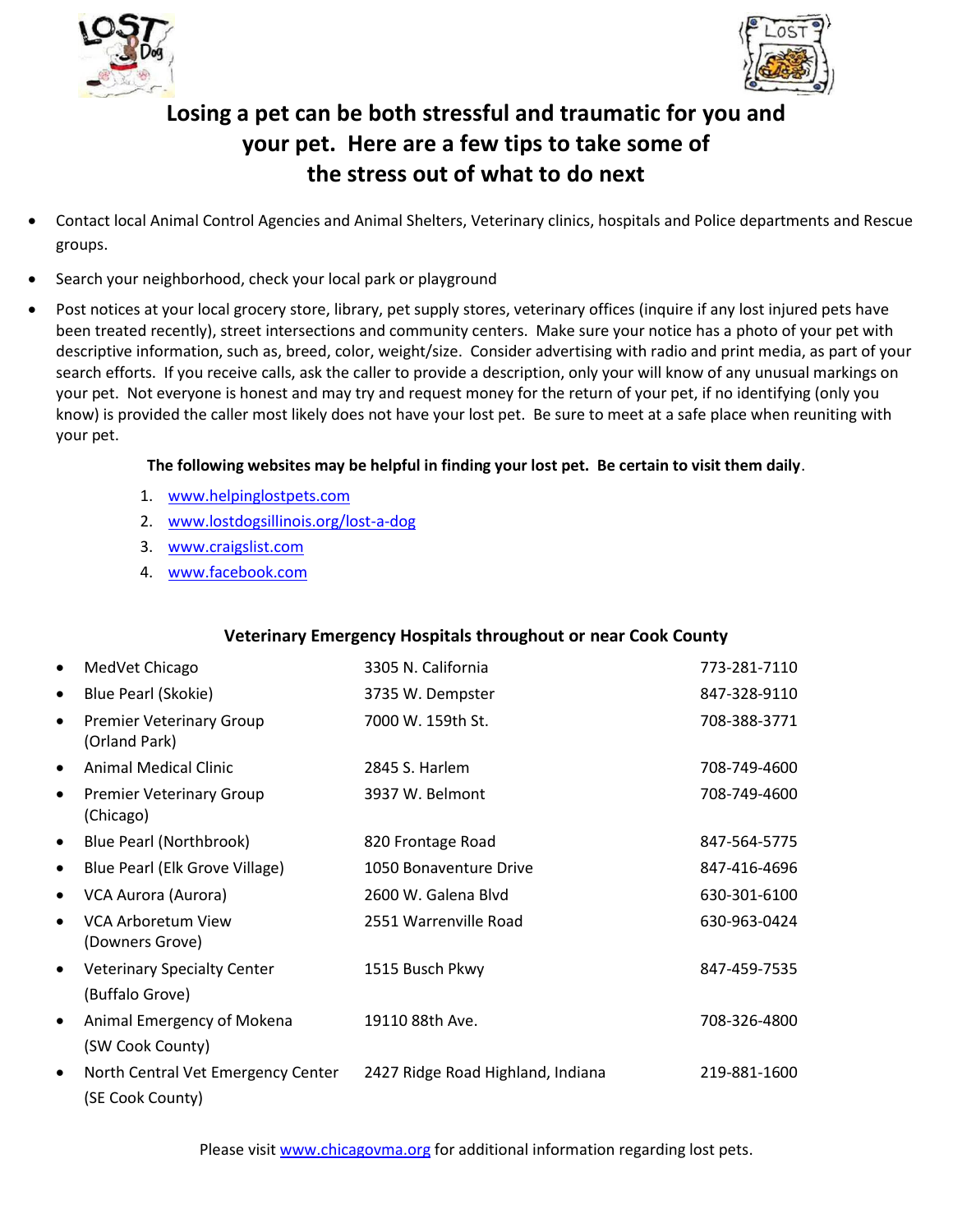# Losing a pet can be both stressful and traumatic for you and your pet. Here are a few tips to take some of the stress out of what to do next

- Contact local Animal Control Agencies and Animal Shelters, Veterinary clinics, hospitals and Police departments and Rescue groups.
- Search your neighborhood, check your local park or playground
- Post notices at your local grocery store, library, pet supply stores, veterinary offices (inquire if any lost injured pets have been treated recently), street intersections and community centers. Make sure your notice has a photo of your pet with descriptive information, such as, breed, color, weight/size. Consider advertising with radio and print media, as part of your search efforts. If you receive calls, ask the caller to provide a description, only your will know of any unusual markings on your pet. Not everyone is honest and may try and request money for the return of your pet, if no identifying (only you know) is provided the caller most likely does not have your lost pet. Be sure to meet at a safe place when reuniting with your pet.

**The following websites may be helpful in finding your lost pet. Be certain to visit them daily**.

1. www.helpinglostpets.com
2. www.lostdogsillinois.org/lost-a-dog
3. www.craigslist.com
4. www.facebook.com

**Veterinary Emergency Hospitals throughout or near Cook County**

| | | |
|---|---|---|
| MedVet Chicago | 3305 N. California | 773-281-7110 |
| Blue Pearl (Skokie) | 3735 W. Dempster | 847-328-9110 |
| Premier Veterinary Group (Orland Park) | 7000 W. 159th St. | 708-388-3771 |
| Animal Medical Clinic | 2845 S. Harlem | 708-749-4600 |
| Premier Veterinary Group (Chicago) | 3937 W. Belmont | 708-749-4600 |
| Blue Pearl (Northbrook) | 820 Frontage Road | 847-564-5775 |
| Blue Pearl (Elk Grove Village) | 1050 Bonaventure Drive | 847-416-4696 |
| VCA Aurora (Aurora) | 2600 W. Galena Blvd | 630-301-6100 |
| VCA Arboretum View (Downers Grove) | 2551 Warrenville Road | 630-963-0424 |
| Veterinary Specialty Center (Buffalo Grove) | 1515 Busch Pkwy | 847-459-7535 |
| Animal Emergency of Mokena (SW Cook County) | 19110 88th Ave. | 708-326-4800 |
| North Central Vet Emergency Center (SE Cook County) | 2427 Ridge Road Highland, Indiana | 219-881-1600 |

Please visit www.chicagovma.org for additional information regarding lost pets.